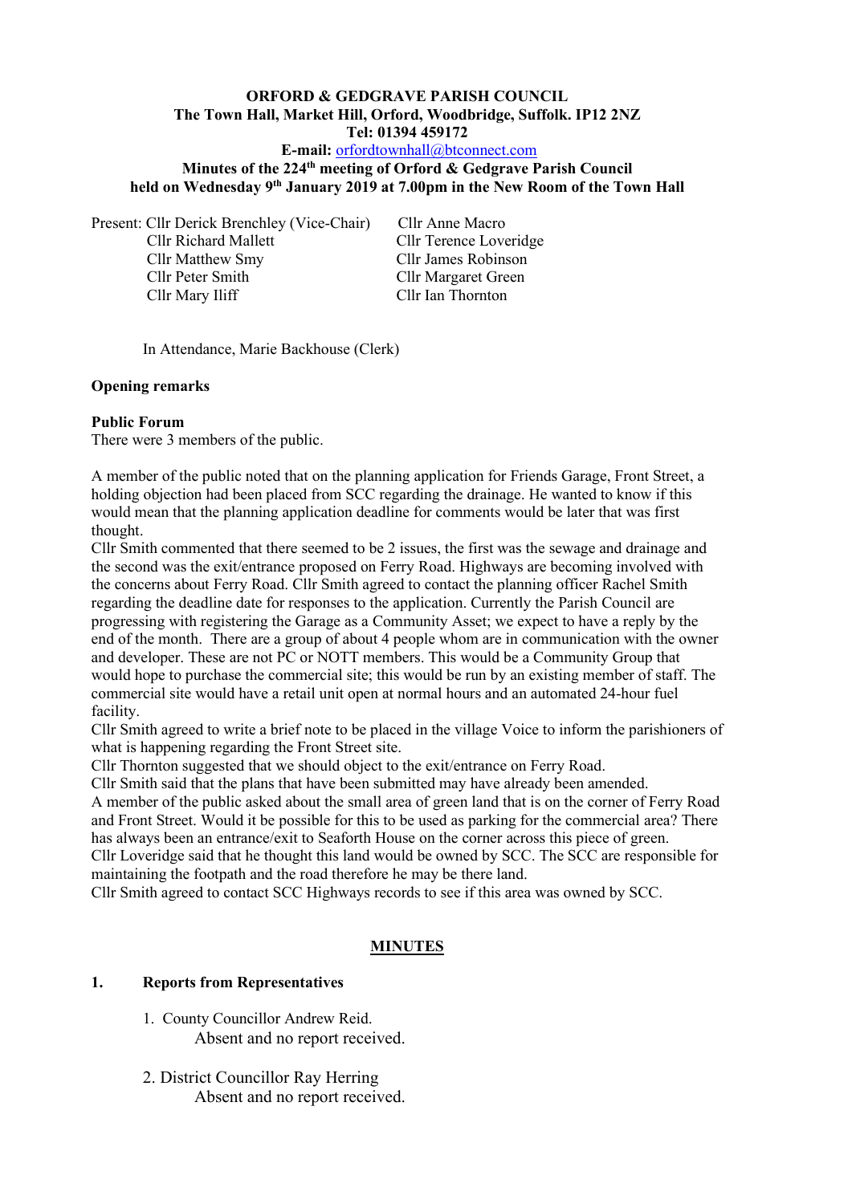**ORORD & GEDGRAVE PARISH COUNCIL**

**The Town Hall, Market Hill, Orford, Woodbridge, Suffolk. IP12 2NZ**

**Tel: 01394 459172**

**E-mail:** orfordtownhall@btconnect.com

**Minutes of the 224th meeting of Orford & Gedgrave Parish Council held on Wednesday 9th January 2019 at 7.00pm in the New Room of the Town Hall**

Present: Cllr Derick Brenchley (Vice-Chair)
Cllr Richard Mallett
Cllr Matthew Smy
Cllr Peter Smith
Cllr Mary Iliff
Cllr Anne Macro
Cllr Terence Loveridge
Cllr James Robinson
Cllr Margaret Green
Cllr Ian Thornton

In Attendance, Marie Backhouse (Clerk)

**Opening remarks**

**Public Forum**

There were 3 members of the public.

A member of the public noted that on the planning application for Friends Garage, Front Street, a holding objection had been placed from SCC regarding the drainage. He wanted to know if this would mean that the planning application deadline for comments would be later that was first thought.

Cllr Smith commented that there seemed to be 2 issues, the first was the sewage and drainage and the second was the exit/entrance proposed on Ferry Road. Highways are becoming involved with the concerns about Ferry Road. Cllr Smith agreed to contact the planning officer Rachel Smith regarding the deadline date for responses to the application. Currently the Parish Council are progressing with registering the Garage as a Community Asset; we expect to have a reply by the end of the month. There are a group of about 4 people whom are in communication with the owner and developer. These are not PC or NOTT members. This would be a Community Group that would hope to purchase the commercial site; this would be run by an existing member of staff. The commercial site would have a retail unit open at normal hours and an automated 24-hour fuel facility.

Cllr Smith agreed to write a brief note to be placed in the village Voice to inform the parishioners of what is happening regarding the Front Street site.

Cllr Thornton suggested that we should object to the exit/entrance on Ferry Road.

Cllr Smith said that the plans that have been submitted may have already been amended.

A member of the public asked about the small area of green land that is on the corner of Ferry Road and Front Street. Would it be possible for this to be used as parking for the commercial area? There has always been an entrance/exit to Seaforth House on the corner across this piece of green.

Cllr Loveridge said that he thought this land would be owned by SCC. The SCC are responsible for maintaining the footpath and the road therefore he may be there land.

Cllr Smith agreed to contact SCC Highways records to see if this area was owned by SCC.

## MINUTES

**1. Reports from Representatives**

1. County Councillor Andrew Reid.
   Absent and no report received.

2. District Councillor Ray Herring
   Absent and no report received.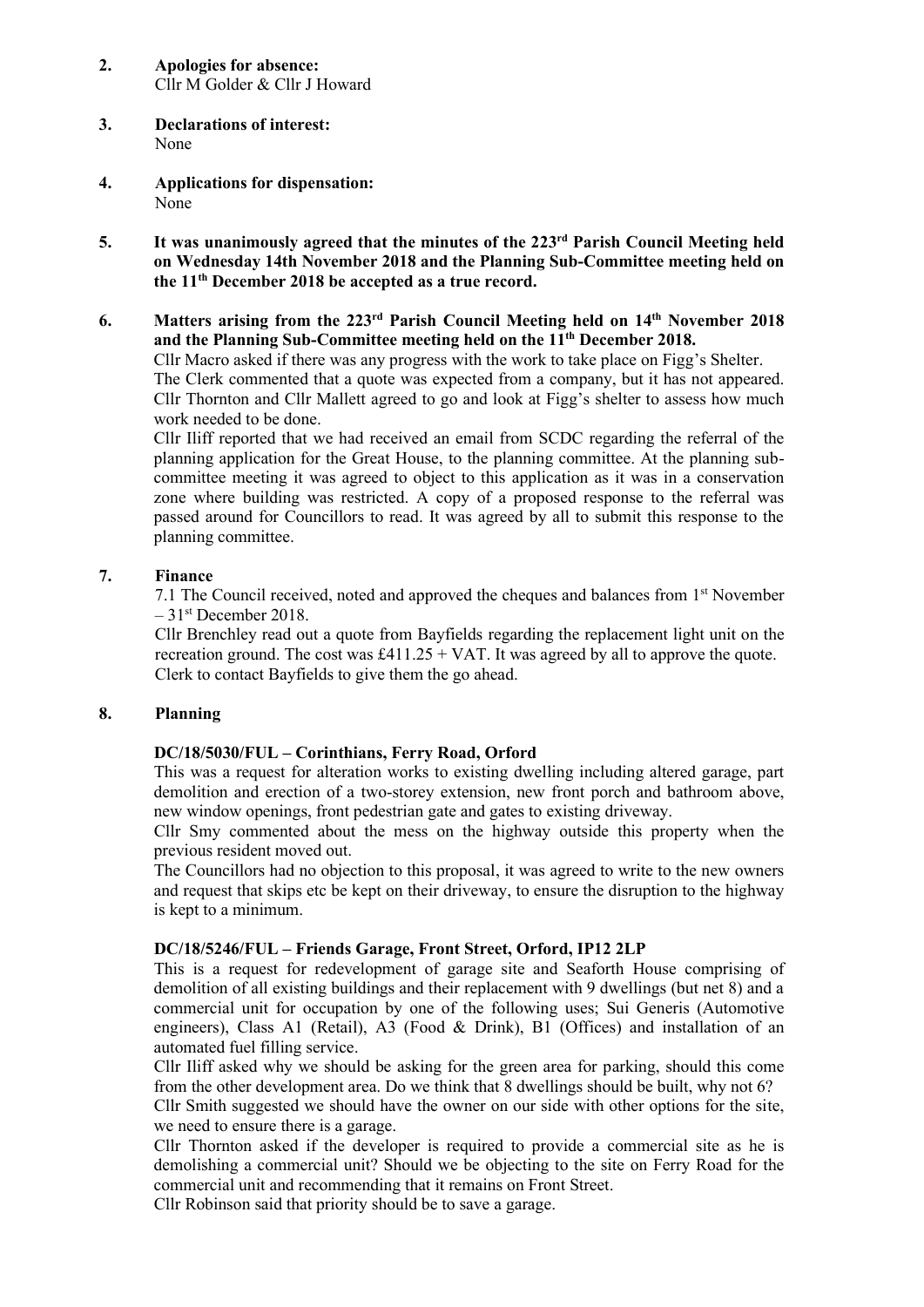**2. Apologies for absence:**
Cllr M Golder & Cllr J Howard

**3. Declarations of interest:**
None

**4. Applications for dispensation:**
None

**5. It was unanimously agreed that the minutes of the 223rd Parish Council Meeting held on Wednesday 14th November 2018 and the Planning Sub-Committee meeting held on the 11th December 2018 be accepted as a true record.**

**6. Matters arising from the 223rd Parish Council Meeting held on 14th November 2018 and the Planning Sub-Committee meeting held on the 11th December 2018.**

Cllr Macro asked if there was any progress with the work to take place on Figg's Shelter. The Clerk commented that a quote was expected from a company, but it has not appeared. Cllr Thornton and Cllr Mallett agreed to go and look at Figg's shelter to assess how much work needed to be done.

Cllr Iliff reported that we had received an email from SCDC regarding the referral of the planning application for the Great House, to the planning committee. At the planning sub-committee meeting it was agreed to object to this application as it was in a conservation zone where building was restricted. A copy of a proposed response to the referral was passed around for Councillors to read. It was agreed by all to submit this response to the planning committee.

**7. Finance**

7.1 The Council received, noted and approved the cheques and balances from 1st November – 31st December 2018.

Cllr Brenchley read out a quote from Bayfields regarding the replacement light unit on the recreation ground. The cost was £411.25 + VAT. It was agreed by all to approve the quote. Clerk to contact Bayfields to give them the go ahead.

**8. Planning**

**DC/18/5030/FUL – Corinthians, Ferry Road, Orford**

This was a request for alteration works to existing dwelling including altered garage, part demolition and erection of a two-storey extension, new front porch and bathroom above, new window openings, front pedestrian gate and gates to existing driveway.

Cllr Smy commented about the mess on the highway outside this property when the previous resident moved out.

The Councillors had no objection to this proposal, it was agreed to write to the new owners and request that skips etc be kept on their driveway, to ensure the disruption to the highway is kept to a minimum.

**DC/18/5246/FUL – Friends Garage, Front Street, Orford, IP12 2LP**

This is a request for redevelopment of garage site and Seaforth House comprising of demolition of all existing buildings and their replacement with 9 dwellings (but net 8) and a commercial unit for occupation by one of the following uses; Sui Generis (Automotive engineers), Class A1 (Retail), A3 (Food & Drink), B1 (Offices) and installation of an automated fuel filling service.

Cllr Iliff asked why we should be asking for the green area for parking, should this come from the other development area. Do we think that 8 dwellings should be built, why not 6?

Cllr Smith suggested we should have the owner on our side with other options for the site, we need to ensure there is a garage.

Cllr Thornton asked if the developer is required to provide a commercial site as he is demolishing a commercial unit? Should we be objecting to the site on Ferry Road for the commercial unit and recommending that it remains on Front Street.

Cllr Robinson said that priority should be to save a garage.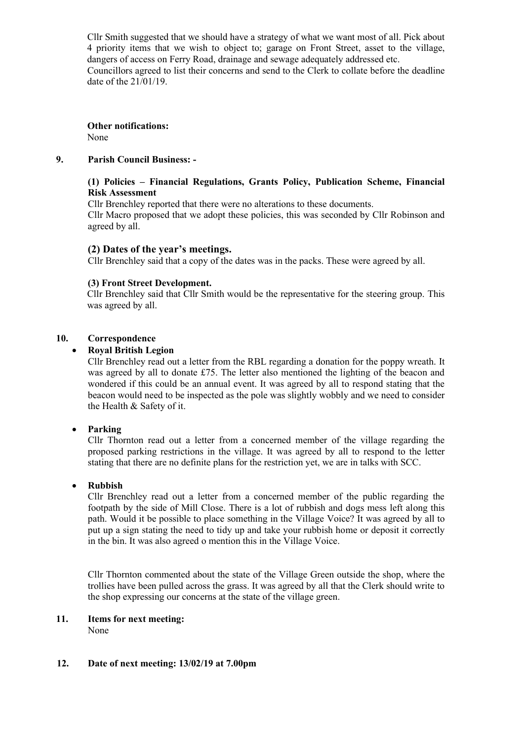Cllr Smith suggested that we should have a strategy of what we want most of all. Pick about 4 priority items that we wish to object to; garage on Front Street, asset to the village, dangers of access on Ferry Road, drainage and sewage adequately addressed etc.
Councillors agreed to list their concerns and send to the Clerk to collate before the deadline date of the 21/01/19.

**Other notifications:**
None

**9. Parish Council Business: -**

**(1) Policies – Financial Regulations, Grants Policy, Publication Scheme, Financial Risk Assessment**

Cllr Brenchley reported that there were no alterations to these documents.
Cllr Macro proposed that we adopt these policies, this was seconded by Cllr Robinson and agreed by all.

### (2) Dates of the year's meetings.

Cllr Brenchley said that a copy of the dates was in the packs. These were agreed by all.

**(3) Front Street Development.**

Cllr Brenchley said that Cllr Smith would be the representative for the steering group. This was agreed by all.

**10. Correspondence**

- **Royal British Legion**

  Cllr Brenchley read out a letter from the RBL regarding a donation for the poppy wreath. It was agreed by all to donate £75. The letter also mentioned the lighting of the beacon and wondered if this could be an annual event. It was agreed by all to respond stating that the beacon would need to be inspected as the pole was slightly wobbly and we need to consider the Health & Safety of it.

- **Parking**

  Cllr Thornton read out a letter from a concerned member of the village regarding the proposed parking restrictions in the village. It was agreed by all to respond to the letter stating that there are no definite plans for the restriction yet, we are in talks with SCC.

- **Rubbish**

  Cllr Brenchley read out a letter from a concerned member of the public regarding the footpath by the side of Mill Close. There is a lot of rubbish and dogs mess left along this path. Would it be possible to place something in the Village Voice? It was agreed by all to put up a sign stating the need to tidy up and take your rubbish home or deposit it correctly in the bin. It was also agreed o mention this in the Village Voice.

  Cllr Thornton commented about the state of the Village Green outside the shop, where the trollies have been pulled across the grass. It was agreed by all that the Clerk should write to the shop expressing our concerns at the state of the village green.

**11. Items for next meeting:**
None

**12. Date of next meeting: 13/02/19 at 7.00pm**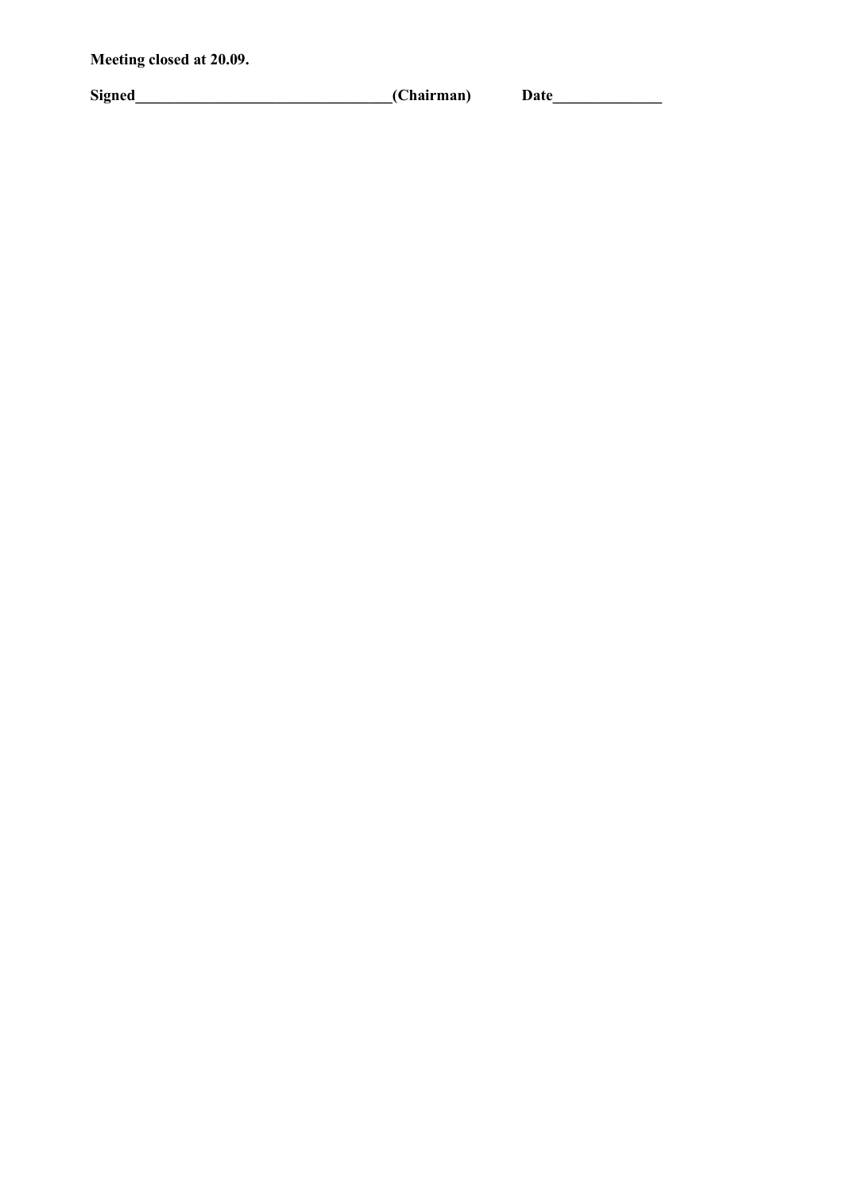**Meeting closed at 20.09.**

**Signed_________________________________(Chairman)          Date______________**